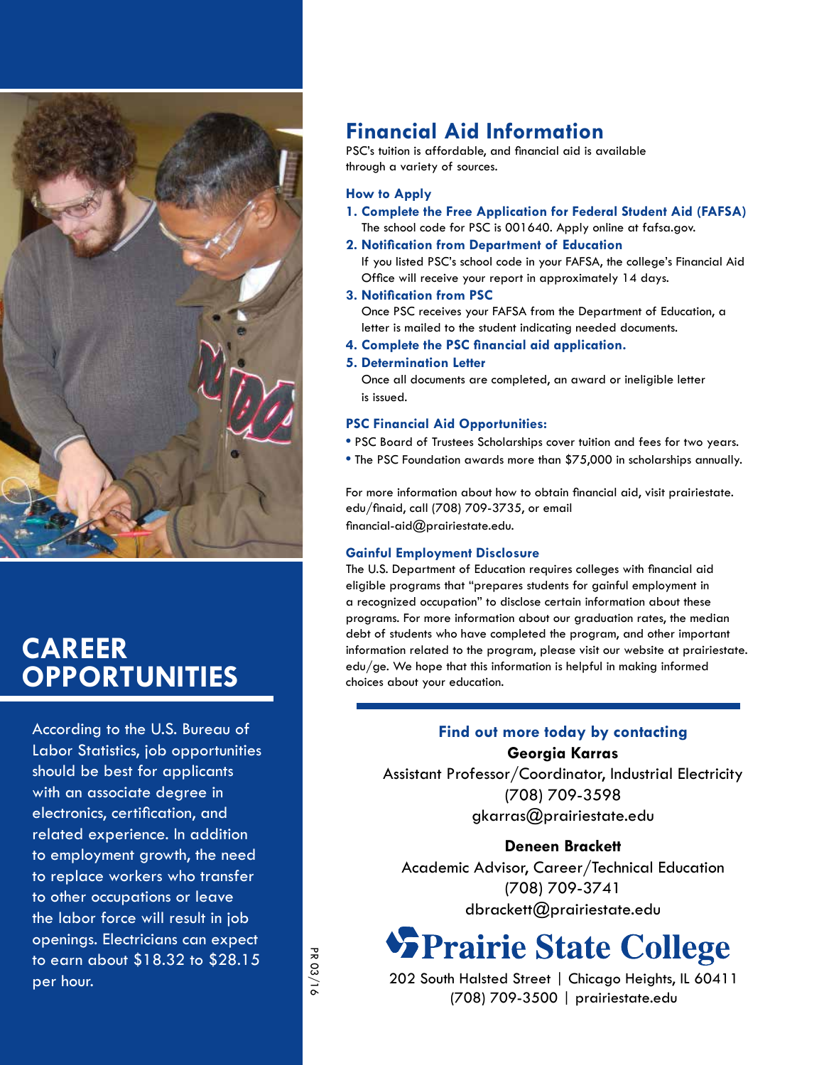## CAREER OPPORTUNITIES

According to the U.S. Bureau of Labor Statistics, job opportunities should be best for applicants with an associate degree in electronics, certification, and related experience. In addition to employment growth, the need to replace workers who transfer to other occupations or leave the labor force will result in job openings. Electricians can expect to earn about $18.32 to $28.15 per hour.

PR 03/16

# Financial Aid Information

PSC's tuition is affordable, and financial aid is available through a variety of sources.

### How to Apply

1. **Complete the Free Application for Federal Student Aid (FAFSA)**
   The school code for PSC is 001640. Apply online at fafsa.gov.
2. **Notification from Department of Education**
   If you listed PSC's school code in your FAFSA, the college's Financial Aid Office will receive your report in approximately 14 days.
3. **Notification from PSC**
   Once PSC receives your FAFSA from the Department of Education, a letter is mailed to the student indicating needed documents.
4. **Complete the PSC financial aid application.**
5. **Determination Letter**
   Once all documents are completed, an award or ineligible letter is issued.

### PSC Financial Aid Opportunities:

- PSC Board of Trustees Scholarships cover tuition and fees for two years.
- The PSC Foundation awards more than $75,000 in scholarships annually.

For more information about how to obtain financial aid, visit prairiestate.edu/finaid, call (708) 709-3735, or email financial-aid@prairiestate.edu.

### Gainful Employment Disclosure

The U.S. Department of Education requires colleges with financial aid eligible programs that "prepares students for gainful employment in a recognized occupation" to disclose certain information about these programs. For more information about our graduation rates, the median debt of students who have completed the program, and other important information related to the program, please visit our website at prairiestate.edu/ge. We hope that this information is helpful in making informed choices about your education.

### Find out more today by contacting

**Georgia Karras**
Assistant Professor/Coordinator, Industrial Electricity
(708) 709-3598
gkarras@prairiestate.edu

**Deneen Brackett**
Academic Advisor, Career/Technical Education
(708) 709-3741
dbrackett@prairiestate.edu

**Prairie State College**
202 South Halsted Street | Chicago Heights, IL 60411
(708) 709-3500 | prairiestate.edu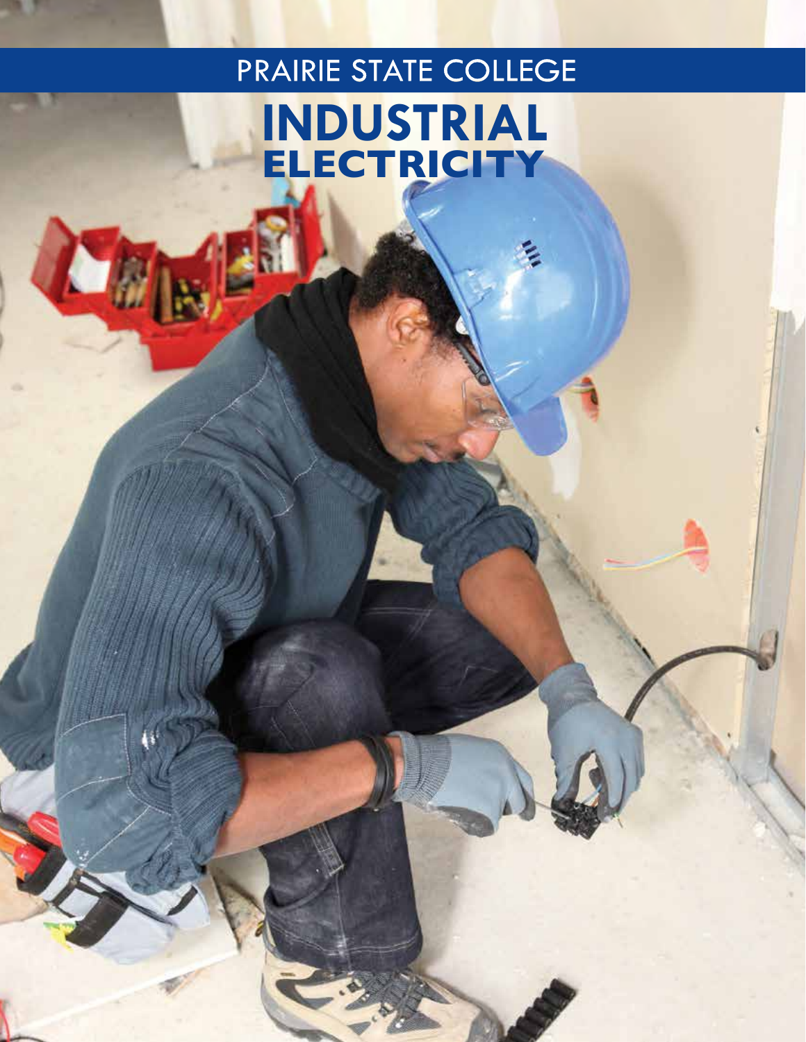# PRAIRIE STATE COLLEGE

## INDUSTRIAL ELECTRICITY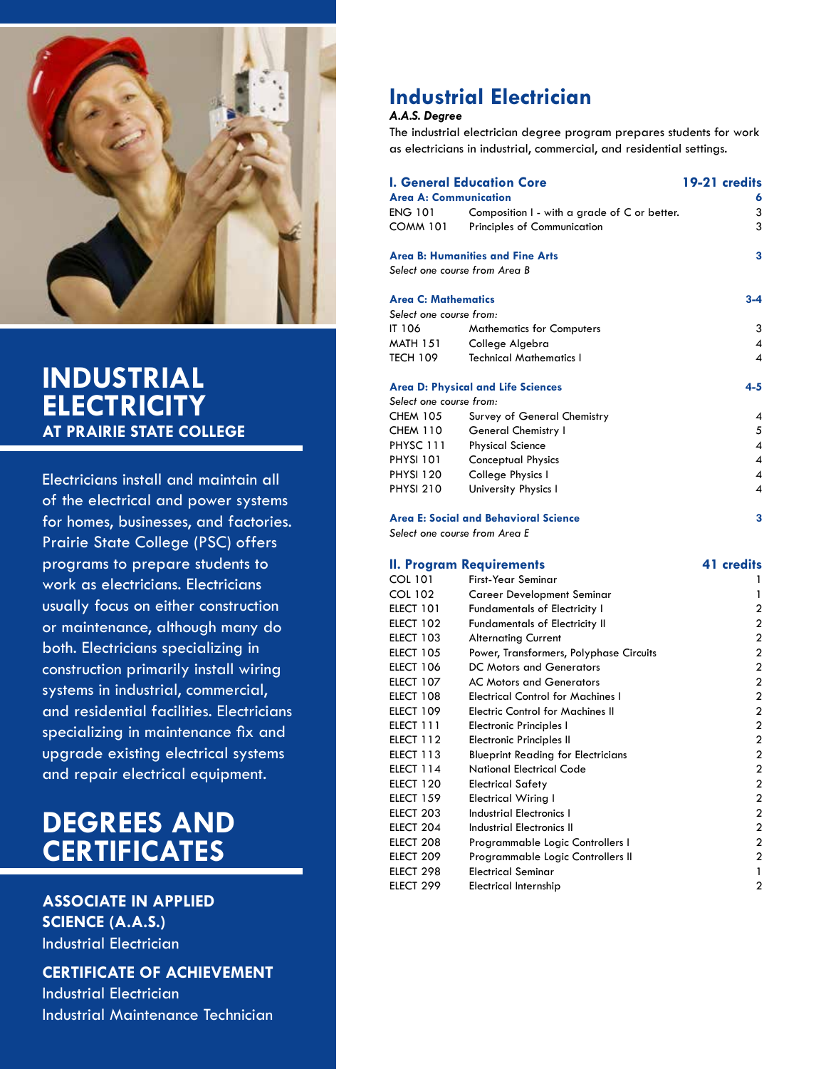# INDUSTRIAL ELECTRICITY

## AT PRAIRIE STATE COLLEGE

Electricians install and maintain all of the electrical and power systems for homes, businesses, and factories. Prairie State College (PSC) offers programs to prepare students to work as electricians. Electricians usually focus on either construction or maintenance, although many do both. Electricians specializing in construction primarily install wiring systems in industrial, commercial, and residential facilities. Electricians specializing in maintenance fix and upgrade existing electrical systems and repair electrical equipment.

# DEGREES AND CERTIFICATES

**ASSOCIATE IN APPLIED SCIENCE (A.A.S.)**

Industrial Electrician

**CERTIFICATE OF ACHIEVEMENT**

Industrial Electrician

Industrial Maintenance Technician

# Industrial Electrician

***A.A.S. Degree***

The industrial electrician degree program prepares students for work as electricians in industrial, commercial, and residential settings.

## I. General Education Core — 19-21 credits

**Area A: Communication** — 6

| | | |
|---|---|---|
| ENG 101 | Composition I - with a grade of C or better. | 3 |
| COMM 101 | Principles of Communication | 3 |

**Area B: Humanities and Fine Arts** — 3

*Select one course from Area B*

**Area C: Mathematics** — 3-4

*Select one course from:*

| | | |
|---|---|---|
| IT 106 | Mathematics for Computers | 3 |
| MATH 151 | College Algebra | 4 |
| TECH 109 | Technical Mathematics I | 4 |

**Area D: Physical and Life Sciences** — 4-5

*Select one course from:*

| | | |
|---|---|---|
| CHEM 105 | Survey of General Chemistry | 4 |
| CHEM 110 | General Chemistry I | 5 |
| PHYSC 111 | Physical Science | 4 |
| PHYSI 101 | Conceptual Physics | 4 |
| PHYSI 120 | College Physics I | 4 |
| PHYSI 210 | University Physics I | 4 |

**Area E: Social and Behavioral Science** — 3

*Select one course from Area E*

## II. Program Requirements — 41 credits

| | | |
|---|---|---|
| COL 101 | First-Year Seminar | 1 |
| COL 102 | Career Development Seminar | 1 |
| ELECT 101 | Fundamentals of Electricity I | 2 |
| ELECT 102 | Fundamentals of Electricity II | 2 |
| ELECT 103 | Alternating Current | 2 |
| ELECT 105 | Power, Transformers, Polyphase Circuits | 2 |
| ELECT 106 | DC Motors and Generators | 2 |
| ELECT 107 | AC Motors and Generators | 2 |
| ELECT 108 | Electrical Control for Machines I | 2 |
| ELECT 109 | Electric Control for Machines II | 2 |
| ELECT 111 | Electronic Principles I | 2 |
| ELECT 112 | Electronic Principles II | 2 |
| ELECT 113 | Blueprint Reading for Electricians | 2 |
| ELECT 114 | National Electrical Code | 2 |
| ELECT 120 | Electrical Safety | 2 |
| ELECT 159 | Electrical Wiring I | 2 |
| ELECT 203 | Industrial Electronics I | 2 |
| ELECT 204 | Industrial Electronics II | 2 |
| ELECT 208 | Programmable Logic Controllers I | 2 |
| ELECT 209 | Programmable Logic Controllers II | 2 |
| ELECT 298 | Electrical Seminar | 1 |
| ELECT 299 | Electrical Internship | 2 |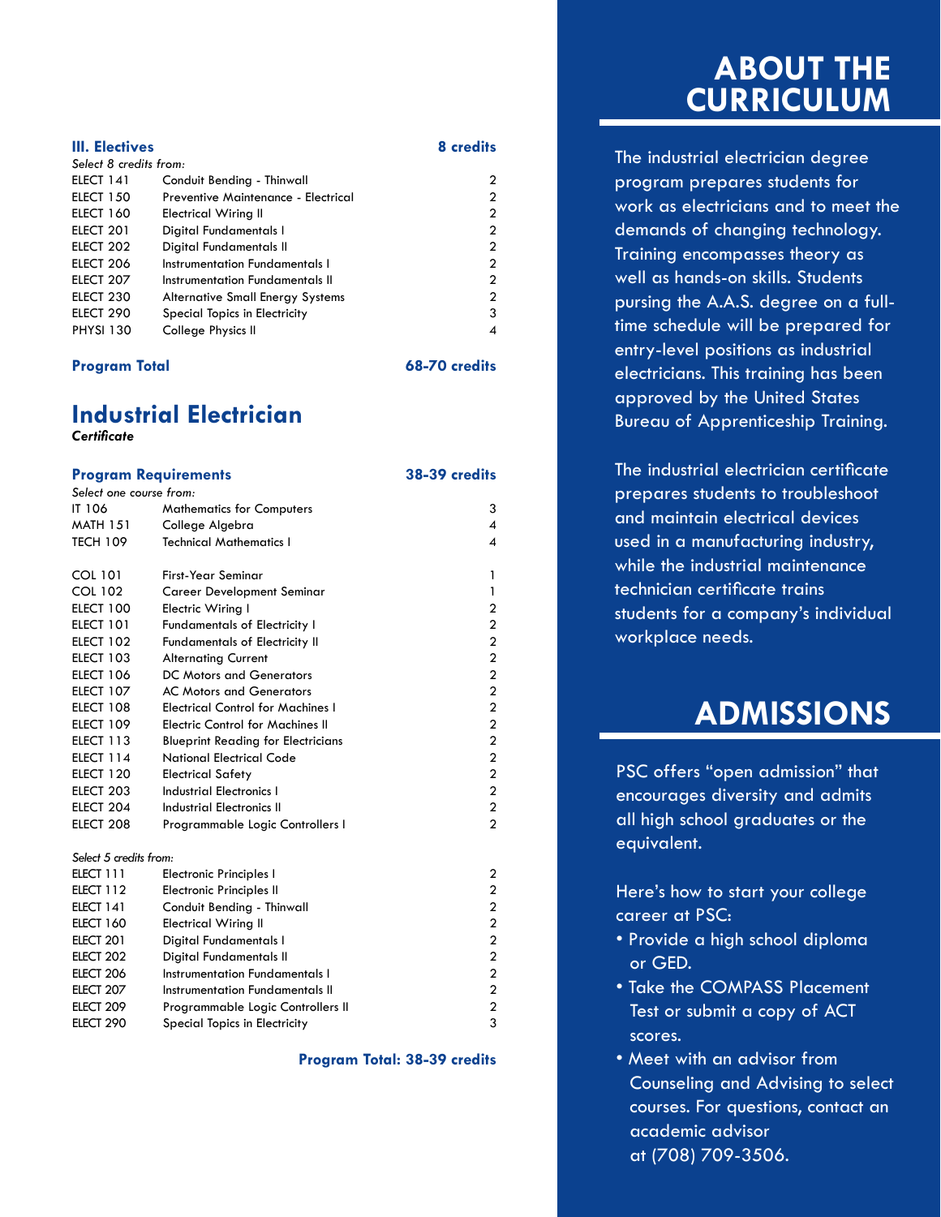### III. Electives — 8 credits

*Select 8 credits from:*

| | | |
|---|---|---|
| ELECT 141 | Conduit Bending - Thinwall | 2 |
| ELECT 150 | Preventive Maintenance - Electrical | 2 |
| ELECT 160 | Electrical Wiring II | 2 |
| ELECT 201 | Digital Fundamentals I | 2 |
| ELECT 202 | Digital Fundamentals II | 2 |
| ELECT 206 | Instrumentation Fundamentals I | 2 |
| ELECT 207 | Instrumentation Fundamentals II | 2 |
| ELECT 230 | Alternative Small Energy Systems | 2 |
| ELECT 290 | Special Topics in Electricity | 3 |
| PHYSI 130 | College Physics II | 4 |

**Program Total — 68-70 credits**

## Industrial Electrician

***Certificate***

### Program Requirements — 38-39 credits

*Select one course from:*

| | | |
|---|---|---|
| IT 106 | Mathematics for Computers | 3 |
| MATH 151 | College Algebra | 4 |
| TECH 109 | Technical Mathematics I | 4 |

| | | |
|---|---|---|
| COL 101 | First-Year Seminar | 1 |
| COL 102 | Career Development Seminar | 1 |
| ELECT 100 | Electric Wiring I | 2 |
| ELECT 101 | Fundamentals of Electricity I | 2 |
| ELECT 102 | Fundamentals of Electricity II | 2 |
| ELECT 103 | Alternating Current | 2 |
| ELECT 106 | DC Motors and Generators | 2 |
| ELECT 107 | AC Motors and Generators | 2 |
| ELECT 108 | Electrical Control for Machines I | 2 |
| ELECT 109 | Electric Control for Machines II | 2 |
| ELECT 113 | Blueprint Reading for Electricians | 2 |
| ELECT 114 | National Electrical Code | 2 |
| ELECT 120 | Electrical Safety | 2 |
| ELECT 203 | Industrial Electronics I | 2 |
| ELECT 204 | Industrial Electronics II | 2 |
| ELECT 208 | Programmable Logic Controllers I | 2 |

*Select 5 credits from:*

| | | |
|---|---|---|
| ELECT 111 | Electronic Principles I | 2 |
| ELECT 112 | Electronic Principles II | 2 |
| ELECT 141 | Conduit Bending - Thinwall | 2 |
| ELECT 160 | Electrical Wiring II | 2 |
| ELECT 201 | Digital Fundamentals I | 2 |
| ELECT 202 | Digital Fundamentals II | 2 |
| ELECT 206 | Instrumentation Fundamentals I | 2 |
| ELECT 207 | Instrumentation Fundamentals II | 2 |
| ELECT 209 | Programmable Logic Controllers II | 2 |
| ELECT 290 | Special Topics in Electricity | 3 |

**Program Total: 38-39 credits**

## ABOUT THE CURRICULUM

The industrial electrician degree program prepares students for work as electricians and to meet the demands of changing technology. Training encompasses theory as well as hands-on skills. Students pursing the A.A.S. degree on a full-time schedule will be prepared for entry-level positions as industrial electricians. This training has been approved by the United States Bureau of Apprenticeship Training.

The industrial electrician certificate prepares students to troubleshoot and maintain electrical devices used in a manufacturing industry, while the industrial maintenance technician certificate trains students for a company's individual workplace needs.

## ADMISSIONS

PSC offers "open admission" that encourages diversity and admits all high school graduates or the equivalent.

Here's how to start your college career at PSC:

- Provide a high school diploma or GED.
- Take the COMPASS Placement Test or submit a copy of ACT scores.
- Meet with an advisor from Counseling and Advising to select courses. For questions, contact an academic advisor at (708) 709-3506.